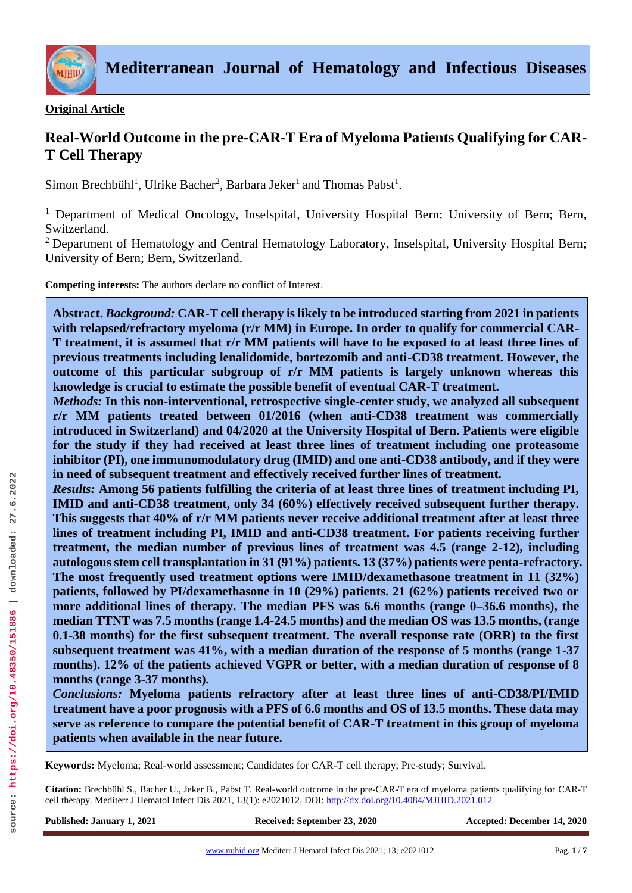**Original Article**

# Real-World Outcome in the pre-CAR-T Era of Myeloma Patients Qualifying for CAR-T Cell Therapy

Simon Brechbühl[1], Ulrike Bacher[2], Barbara Jeker[1] and Thomas Pabst[1].

[1] Department of Medical Oncology, Inselspital, University Hospital Bern; University of Bern; Bern, Switzerland.

[2] Department of Hematology and Central Hematology Laboratory, Inselspital, University Hospital Bern; University of Bern; Bern, Switzerland.

**Competing interests:** The authors declare no conflict of Interest.

**Abstract.** ***Background:*** **CAR-T cell therapy is likely to be introduced starting from 2021 in patients with relapsed/refractory myeloma (r/r MM) in Europe. In order to qualify for commercial CAR-T treatment, it is assumed that r/r MM patients will have to be exposed to at least three lines of previous treatments including lenalidomide, bortezomib and anti-CD38 treatment. However, the outcome of this particular subgroup of r/r MM patients is largely unknown whereas this knowledge is crucial to estimate the possible benefit of eventual CAR-T treatment.**

***Methods:*** **In this non-interventional, retrospective single-center study, we analyzed all subsequent r/r MM patients treated between 01/2016 (when anti-CD38 treatment was commercially introduced in Switzerland) and 04/2020 at the University Hospital of Bern. Patients were eligible for the study if they had received at least three lines of treatment including one proteasome inhibitor (PI), one immunomodulatory drug (IMID) and one anti-CD38 antibody, and if they were in need of subsequent treatment and effectively received further lines of treatment.**

***Results:*** **Among 56 patients fulfilling the criteria of at least three lines of treatment including PI, IMID and anti-CD38 treatment, only 34 (60%) effectively received subsequent further therapy. This suggests that 40% of r/r MM patients never receive additional treatment after at least three lines of treatment including PI, IMID and anti-CD38 treatment. For patients receiving further treatment, the median number of previous lines of treatment was 4.5 (range 2-12), including autologous stem cell transplantation in 31 (91%) patients. 13 (37%) patients were penta-refractory. The most frequently used treatment options were IMID/dexamethasone treatment in 11 (32%) patients, followed by PI/dexamethasone in 10 (29%) patients. 21 (62%) patients received two or more additional lines of therapy. The median PFS was 6.6 months (range 0–36.6 months), the median TTNT was 7.5 months (range 1.4-24.5 months) and the median OS was 13.5 months, (range 0.1-38 months) for the first subsequent treatment. The overall response rate (ORR) to the first subsequent treatment was 41%, with a median duration of the response of 5 months (range 1-37 months). 12% of the patients achieved VGPR or better, with a median duration of response of 8 months (range 3-37 months).**

***Conclusions:*** **Myeloma patients refractory after at least three lines of anti-CD38/PI/IMID treatment have a poor prognosis with a PFS of 6.6 months and OS of 13.5 months. These data may serve as reference to compare the potential benefit of CAR-T treatment in this group of myeloma patients when available in the near future.**

**Keywords:** Myeloma; Real-world assessment; Candidates for CAR-T cell therapy; Pre-study; Survival.

**Citation:** Brechbühl S., Bacher U., Jeker B., Pabst T. Real-world outcome in the pre-CAR-T era of myeloma patients qualifying for CAR-T cell therapy. Mediterr J Hematol Infect Dis 2021, 13(1): e2021012, DOI: http://dx.doi.org/10.4084/MJHID.2021.012

**Published:** January 1, 2021 **Received:** September 23, 2020 **Accepted:** December 14, 2020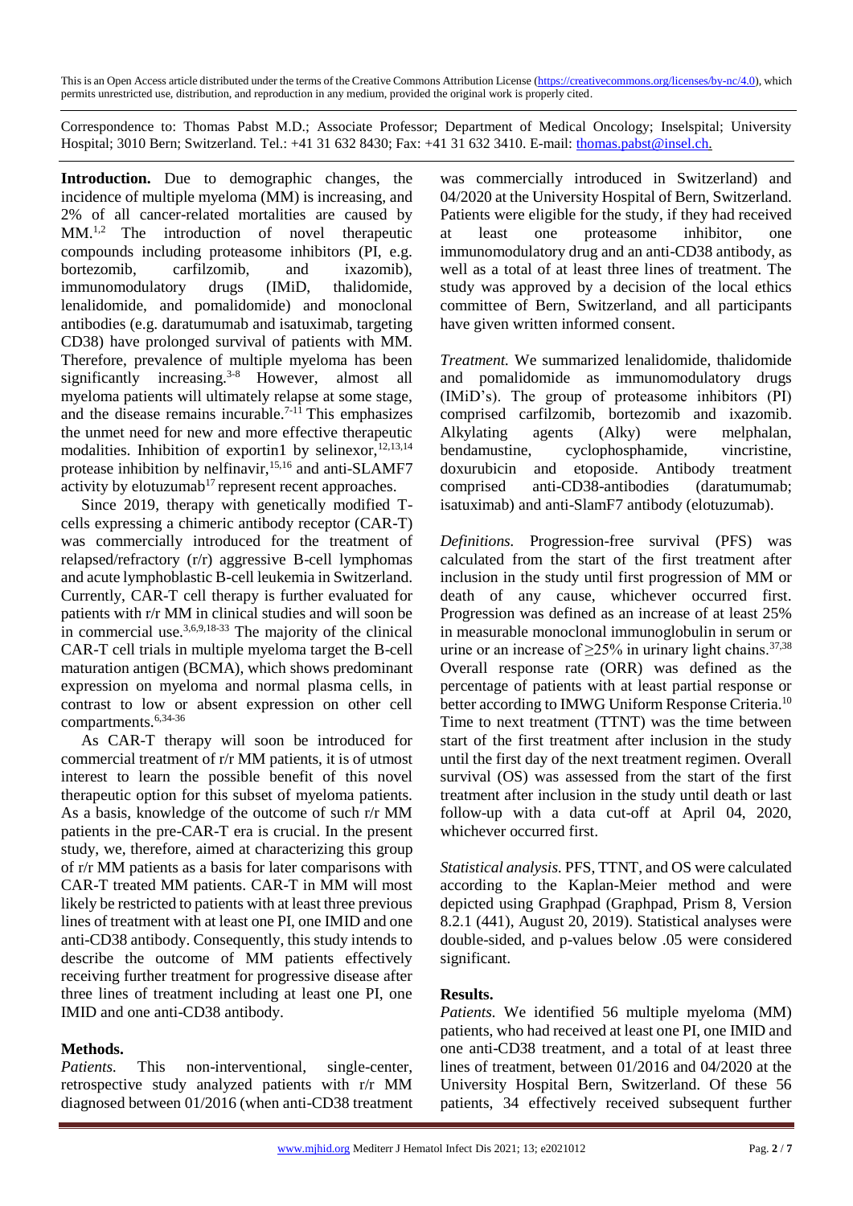This is an Open Access article distributed under the terms of the Creative Commons Attribution License (https://creativecommons.org/licenses/by-nc/4.0), which permits unrestricted use, distribution, and reproduction in any medium, provided the original work is properly cited.

Correspondence to: Thomas Pabst M.D.; Associate Professor; Department of Medical Oncology; Inselspital; University Hospital; 3010 Bern; Switzerland. Tel.: +41 31 632 8430; Fax: +41 31 632 3410. E-mail: thomas.pabst@insel.ch.

**Introduction.** Due to demographic changes, the incidence of multiple myeloma (MM) is increasing, and 2% of all cancer-related mortalities are caused by MM.[1,2] The introduction of novel therapeutic compounds including proteasome inhibitors (PI, e.g. bortezomib, carfilzomib, and ixazomib), immunomodulatory drugs (IMiD, thalidomide, lenalidomide, and pomalidomide) and monoclonal antibodies (e.g. daratumumab and isatuximab, targeting CD38) have prolonged survival of patients with MM. Therefore, prevalence of multiple myeloma has been significantly increasing.[3-8] However, almost all myeloma patients will ultimately relapse at some stage, and the disease remains incurable.[7-11] This emphasizes the unmet need for new and more effective therapeutic modalities. Inhibition of exportin1 by selinexor,[12,13,14] protease inhibition by nelfinavir,[15,16] and anti-SLAMF7 activity by elotuzumab[17] represent recent approaches.

Since 2019, therapy with genetically modified T-cells expressing a chimeric antibody receptor (CAR-T) was commercially introduced for the treatment of relapsed/refractory (r/r) aggressive B-cell lymphomas and acute lymphoblastic B-cell leukemia in Switzerland. Currently, CAR-T cell therapy is further evaluated for patients with r/r MM in clinical studies and will soon be in commercial use.[3,6,9,18-33] The majority of the clinical CAR-T cell trials in multiple myeloma target the B-cell maturation antigen (BCMA), which shows predominant expression on myeloma and normal plasma cells, in contrast to low or absent expression on other cell compartments.[6,34-36]

As CAR-T therapy will soon be introduced for commercial treatment of r/r MM patients, it is of utmost interest to learn the possible benefit of this novel therapeutic option for this subset of myeloma patients. As a basis, knowledge of the outcome of such r/r MM patients in the pre-CAR-T era is crucial. In the present study, we, therefore, aimed at characterizing this group of r/r MM patients as a basis for later comparisons with CAR-T treated MM patients. CAR-T in MM will most likely be restricted to patients with at least three previous lines of treatment with at least one PI, one IMID and one anti-CD38 antibody. Consequently, this study intends to describe the outcome of MM patients effectively receiving further treatment for progressive disease after three lines of treatment including at least one PI, one IMID and one anti-CD38 antibody.

## Methods.

*Patients.* This non-interventional, single-center, retrospective study analyzed patients with r/r MM diagnosed between 01/2016 (when anti-CD38 treatment was commercially introduced in Switzerland) and 04/2020 at the University Hospital of Bern, Switzerland. Patients were eligible for the study, if they had received at least one proteasome inhibitor, one immunomodulatory drug and an anti-CD38 antibody, as well as a total of at least three lines of treatment. The study was approved by a decision of the local ethics committee of Bern, Switzerland, and all participants have given written informed consent.

*Treatment.* We summarized lenalidomide, thalidomide and pomalidomide as immunomodulatory drugs (IMiD's). The group of proteasome inhibitors (PI) comprised carfilzomib, bortezomib and ixazomib. Alkylating agents (Alky) were melphalan, bendamustine, cyclophosphamide, vincristine, doxurubicin and etoposide. Antibody treatment comprised anti-CD38-antibodies (daratumumab; isatuximab) and anti-SlamF7 antibody (elotuzumab).

*Definitions.* Progression-free survival (PFS) was calculated from the start of the first treatment after inclusion in the study until first progression of MM or death of any cause, whichever occurred first. Progression was defined as an increase of at least 25% in measurable monoclonal immunoglobulin in serum or urine or an increase of ≥25% in urinary light chains.[37,38] Overall response rate (ORR) was defined as the percentage of patients with at least partial response or better according to IMWG Uniform Response Criteria.[10] Time to next treatment (TTNT) was the time between start of the first treatment after inclusion in the study until the first day of the next treatment regimen. Overall survival (OS) was assessed from the start of the first treatment after inclusion in the study until death or last follow-up with a data cut-off at April 04, 2020, whichever occurred first.

*Statistical analysis.* PFS, TTNT, and OS were calculated according to the Kaplan-Meier method and were depicted using Graphpad (Graphpad, Prism 8, Version 8.2.1 (441), August 20, 2019). Statistical analyses were double-sided, and p-values below .05 were considered significant.

## Results.

*Patients.* We identified 56 multiple myeloma (MM) patients, who had received at least one PI, one IMID and one anti-CD38 treatment, and a total of at least three lines of treatment, between 01/2016 and 04/2020 at the University Hospital Bern, Switzerland. Of these 56 patients, 34 effectively received subsequent further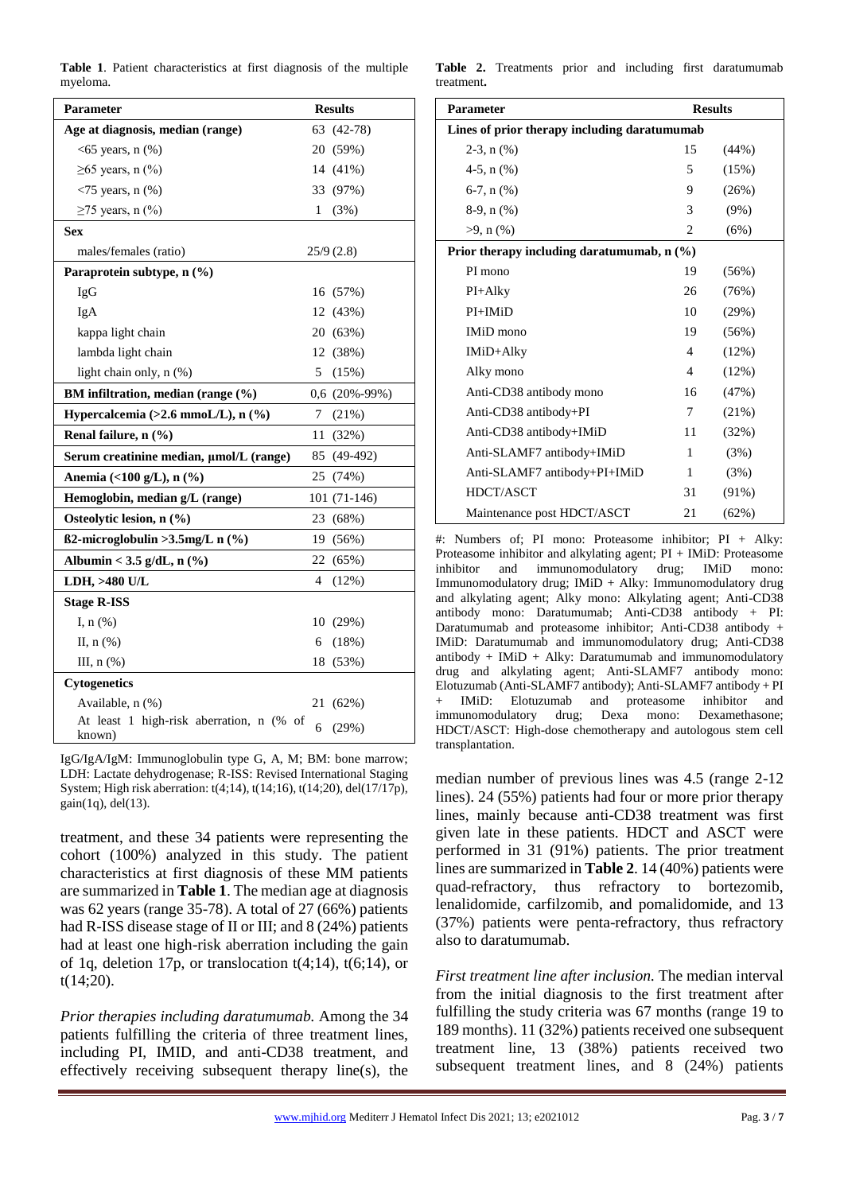**Table 1**. Patient characteristics at first diagnosis of the multiple myeloma.

| Parameter | Results |
|---|---|
| **Age at diagnosis, median (range)** | 63 (42-78) |
| <65 years, n (%) | 20 (59%) |
| ≥65 years, n (%) | 14 (41%) |
| <75 years, n (%) | 33 (97%) |
| ≥75 years, n (%) | 1 (3%) |
| **Sex** | |
| males/females (ratio) | 25/9 (2.8) |
| **Paraprotein subtype, n (%)** | |
| IgG | 16 (57%) |
| IgA | 12 (43%) |
| kappa light chain | 20 (63%) |
| lambda light chain | 12 (38%) |
| light chain only, n (%) | 5 (15%) |
| **BM infiltration, median (range (%)** | 0,6 (20%-99%) |
| **Hypercalcemia (>2.6 mmoL/L), n (%)** | 7 (21%) |
| **Renal failure, n (%)** | 11 (32%) |
| **Serum creatinine median, µmol/L (range)** | 85 (49-492) |
| **Anemia (<100 g/L), n (%)** | 25 (74%) |
| **Hemoglobin, median g/L (range)** | 101 (71-146) |
| **Osteolytic lesion, n (%)** | 23 (68%) |
| **ß2-microglobulin >3.5mg/L n (%)** | 19 (56%) |
| **Albumin < 3.5 g/dL, n (%)** | 22 (65%) |
| **LDH, >480 U/L** | 4 (12%) |
| **Stage R-ISS** | |
| I, n (%) | 10 (29%) |
| II, n (%) | 6 (18%) |
| III, n (%) | 18 (53%) |
| **Cytogenetics** | |
| Available, n (%) | 21 (62%) |
| At least 1 high-risk aberration, n (% of known) | 6 (29%) |

IgG/IgA/IgM: Immunoglobulin type G, A, M; BM: bone marrow; LDH: Lactate dehydrogenase; R-ISS: Revised International Staging System; High risk aberration: t(4;14), t(14;16), t(14;20), del(17/17p), gain(1q), del(13).

**Table 2.** Treatments prior and including first daratumumab treatment**.**

| Parameter | Results | |
|---|---|---|
| **Lines of prior therapy including daratumumab** | | |
| 2-3, n (%) | 15 | (44%) |
| 4-5, n (%) | 5 | (15%) |
| 6-7, n (%) | 9 | (26%) |
| 8-9, n (%) | 3 | (9%) |
| >9, n (%) | 2 | (6%) |
| **Prior therapy including daratumumab, n (%)** | | |
| PI mono | 19 | (56%) |
| PI+Alky | 26 | (76%) |
| PI+IMiD | 10 | (29%) |
| IMiD mono | 19 | (56%) |
| IMiD+Alky | 4 | (12%) |
| Alky mono | 4 | (12%) |
| Anti-CD38 antibody mono | 16 | (47%) |
| Anti-CD38 antibody+PI | 7 | (21%) |
| Anti-CD38 antibody+IMiD | 11 | (32%) |
| Anti-SLAMF7 antibody+IMiD | 1 | (3%) |
| Anti-SLAMF7 antibody+PI+IMiD | 1 | (3%) |
| HDCT/ASCT | 31 | (91%) |
| Maintenance post HDCT/ASCT | 21 | (62%) |

#: Numbers of; PI mono: Proteasome inhibitor; PI + Alky: Proteasome inhibitor and alkylating agent; PI + IMiD: Proteasome inhibitor and immunomodulatory drug; IMiD mono: Immunomodulatory drug; IMiD + Alky: Immunomodulatory drug and alkylating agent; Alky mono: Alkylating agent; Anti-CD38 antibody mono: Daratumumab; Anti-CD38 antibody + PI: Daratumumab and proteasome inhibitor; Anti-CD38 antibody + IMiD: Daratumumab and immunomodulatory drug; Anti-CD38 antibody + IMiD + Alky: Daratumumab and immunomodulatory drug and alkylating agent; Anti-SLAMF7 antibody mono: Elotuzumab (Anti-SLAMF7 antibody); Anti-SLAMF7 antibody + PI + IMiD: Elotuzumab and proteasome inhibitor and immunomodulatory drug; Dexa mono: Dexamethasone; HDCT/ASCT: High-dose chemotherapy and autologous stem cell transplantation.

treatment, and these 34 patients were representing the cohort (100%) analyzed in this study. The patient characteristics at first diagnosis of these MM patients are summarized in **Table 1**. The median age at diagnosis was 62 years (range 35-78). A total of 27 (66%) patients had R-ISS disease stage of II or III; and 8 (24%) patients had at least one high-risk aberration including the gain of 1q, deletion 17p, or translocation t(4;14), t(6;14), or t(14;20).

*Prior therapies including daratumumab.* Among the 34 patients fulfilling the criteria of three treatment lines, including PI, IMID, and anti-CD38 treatment, and effectively receiving subsequent therapy line(s), the median number of previous lines was 4.5 (range 2-12 lines). 24 (55%) patients had four or more prior therapy lines, mainly because anti-CD38 treatment was first given late in these patients. HDCT and ASCT were performed in 31 (91%) patients. The prior treatment lines are summarized in **Table 2**. 14 (40%) patients were quad-refractory, thus refractory to bortezomib, lenalidomide, carfilzomib, and pomalidomide, and 13 (37%) patients were penta-refractory, thus refractory also to daratumumab.

*First treatment line after inclusion.* The median interval from the initial diagnosis to the first treatment after fulfilling the study criteria was 67 months (range 19 to 189 months). 11 (32%) patients received one subsequent treatment line, 13 (38%) patients received two subsequent treatment lines, and 8 (24%) patients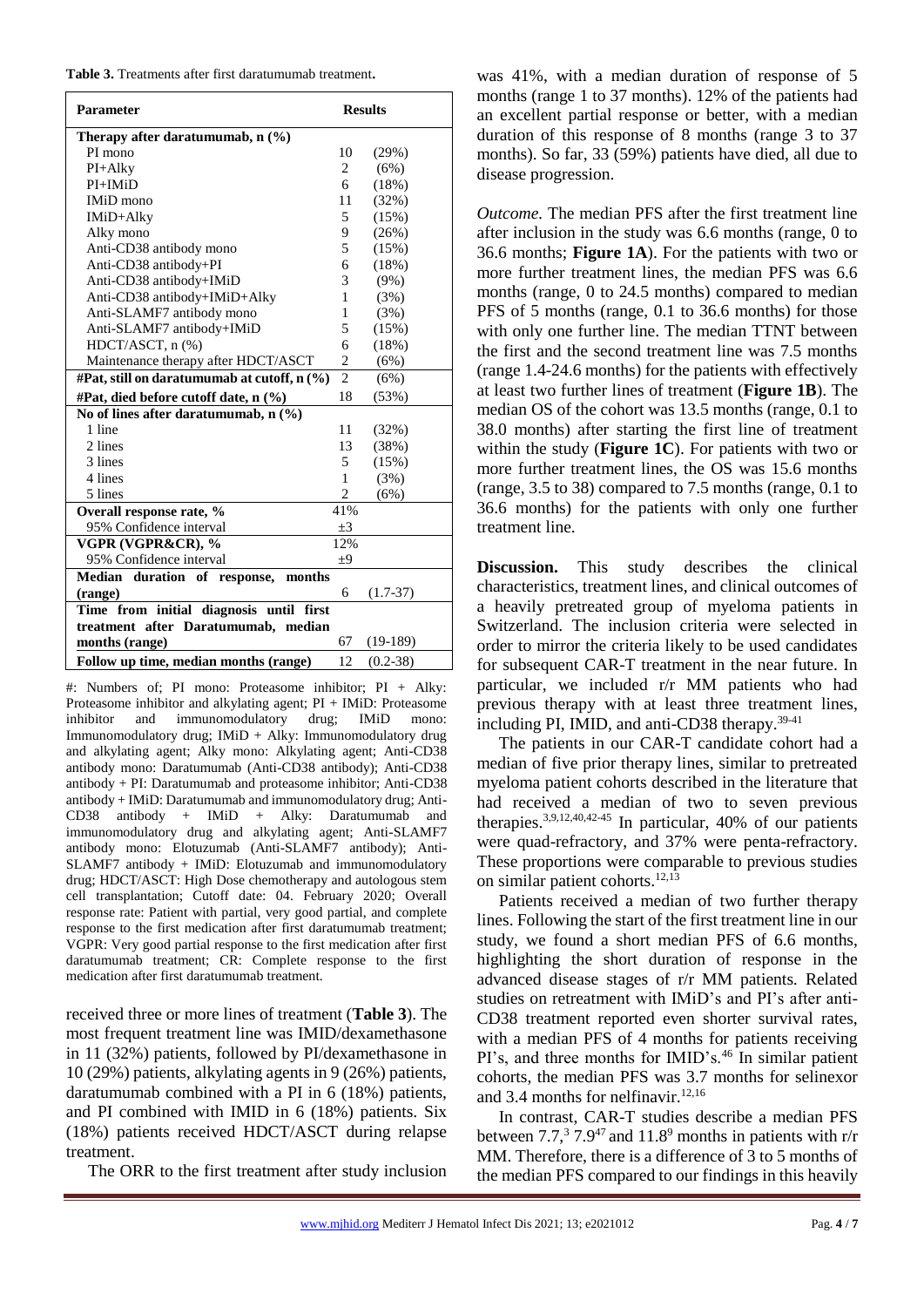**Table 3.** Treatments after first daratumumab treatment**.**

| Parameter | Results | |
|---|---|---|
| **Therapy after daratumumab, n (%)** | | |
| PI mono | 10 | (29%) |
| PI+Alky | 2 | (6%) |
| PI+IMiD | 6 | (18%) |
| IMiD mono | 11 | (32%) |
| IMiD+Alky | 5 | (15%) |
| Alky mono | 9 | (26%) |
| Anti-CD38 antibody mono | 5 | (15%) |
| Anti-CD38 antibody+PI | 6 | (18%) |
| Anti-CD38 antibody+IMiD | 3 | (9%) |
| Anti-CD38 antibody+IMiD+Alky | 1 | (3%) |
| Anti-SLAMF7 antibody mono | 1 | (3%) |
| Anti-SLAMF7 antibody+IMiD | 5 | (15%) |
| HDCT/ASCT, n (%) | 6 | (18%) |
| Maintenance therapy after HDCT/ASCT | 2 | (6%) |
| **#Pat, still on daratumumab at cutoff, n (%)** | 2 | (6%) |
| **#Pat, died before cutoff date, n (%)** | 18 | (53%) |
| **No of lines after daratumumab, n (%)** | | |
| 1 line | 11 | (32%) |
| 2 lines | 13 | (38%) |
| 3 lines | 5 | (15%) |
| 4 lines | 1 | (3%) |
| 5 lines | 2 | (6%) |
| **Overall response rate, %** | 41% | |
| 95% Confidence interval | ±3 | |
| **VGPR (VGPR&CR), %** | 12% | |
| 95% Confidence interval | ±9 | |
| **Median duration of response, months (range)** | 6 | (1.7-37) |
| **Time from initial diagnosis until first treatment after Daratumumab, median months (range)** | 67 | (19-189) |
| **Follow up time, median months (range)** | 12 | (0.2-38) |

#: Numbers of; PI mono: Proteasome inhibitor; PI + Alky: Proteasome inhibitor and alkylating agent; PI + IMiD: Proteasome inhibitor and immunomodulatory drug; IMiD mono: Immunomodulatory drug; IMiD + Alky: Immunomodulatory drug and alkylating agent; Alky mono: Alkylating agent; Anti-CD38 antibody mono: Daratumumab (Anti-CD38 antibody); Anti-CD38 antibody + PI: Daratumumab and proteasome inhibitor; Anti-CD38 antibody + IMiD: Daratumumab and immunomodulatory drug; Anti-CD38 antibody + IMiD + Alky: Daratumumab and immunomodulatory drug and alkylating agent; Anti-SLAMF7 antibody mono: Elotuzumab (Anti-SLAMF7 antibody); Anti-SLAMF7 antibody + IMiD: Elotuzumab and immunomodulatory drug; HDCT/ASCT: High Dose chemotherapy and autologous stem cell transplantation; Cutoff date: 04. February 2020; Overall response rate: Patient with partial, very good partial, and complete response to the first medication after first daratumumab treatment; VGPR: Very good partial response to the first medication after first daratumumab treatment; CR: Complete response to the first medication after first daratumumab treatment.

received three or more lines of treatment (**Table 3**). The most frequent treatment line was IMID/dexamethasone in 11 (32%) patients, followed by PI/dexamethasone in 10 (29%) patients, alkylating agents in 9 (26%) patients, daratumumab combined with a PI in 6 (18%) patients, and PI combined with IMID in 6 (18%) patients. Six (18%) patients received HDCT/ASCT during relapse treatment.

The ORR to the first treatment after study inclusion was 41%, with a median duration of response of 5 months (range 1 to 37 months). 12% of the patients had an excellent partial response or better, with a median duration of this response of 8 months (range 3 to 37 months). So far, 33 (59%) patients have died, all due to disease progression.

*Outcome.* The median PFS after the first treatment line after inclusion in the study was 6.6 months (range, 0 to 36.6 months; **Figure 1A**). For the patients with two or more further treatment lines, the median PFS was 6.6 months (range, 0 to 24.5 months) compared to median PFS of 5 months (range, 0.1 to 36.6 months) for those with only one further line. The median TTNT between the first and the second treatment line was 7.5 months (range 1.4-24.6 months) for the patients with effectively at least two further lines of treatment (**Figure 1B**). The median OS of the cohort was 13.5 months (range, 0.1 to 38.0 months) after starting the first line of treatment within the study (**Figure 1C**). For patients with two or more further treatment lines, the OS was 15.6 months (range, 3.5 to 38) compared to 7.5 months (range, 0.1 to 36.6 months) for the patients with only one further treatment line.

**Discussion.** This study describes the clinical characteristics, treatment lines, and clinical outcomes of a heavily pretreated group of myeloma patients in Switzerland. The inclusion criteria were selected in order to mirror the criteria likely to be used candidates for subsequent CAR-T treatment in the near future. In particular, we included r/r MM patients who had previous therapy with at least three treatment lines, including PI, IMID, and anti-CD38 therapy.[39-41]

The patients in our CAR-T candidate cohort had a median of five prior therapy lines, similar to pretreated myeloma patient cohorts described in the literature that had received a median of two to seven previous therapies.[3,9,12,40,42-45] In particular, 40% of our patients were quad-refractory, and 37% were penta-refractory. These proportions were comparable to previous studies on similar patient cohorts.[12,13]

Patients received a median of two further therapy lines. Following the start of the first treatment line in our study, we found a short median PFS of 6.6 months, highlighting the short duration of response in the advanced disease stages of r/r MM patients. Related studies on retreatment with IMiD's and PI's after anti-CD38 treatment reported even shorter survival rates, with a median PFS of 4 months for patients receiving PI's, and three months for IMID's.[46] In similar patient cohorts, the median PFS was 3.7 months for selinexor and 3.4 months for nelfinavir.[12,16]

In contrast, CAR-T studies describe a median PFS between 7.7,[3] 7.9[47] and 11.8[9] months in patients with r/r MM. Therefore, there is a difference of 3 to 5 months of the median PFS compared to our findings in this heavily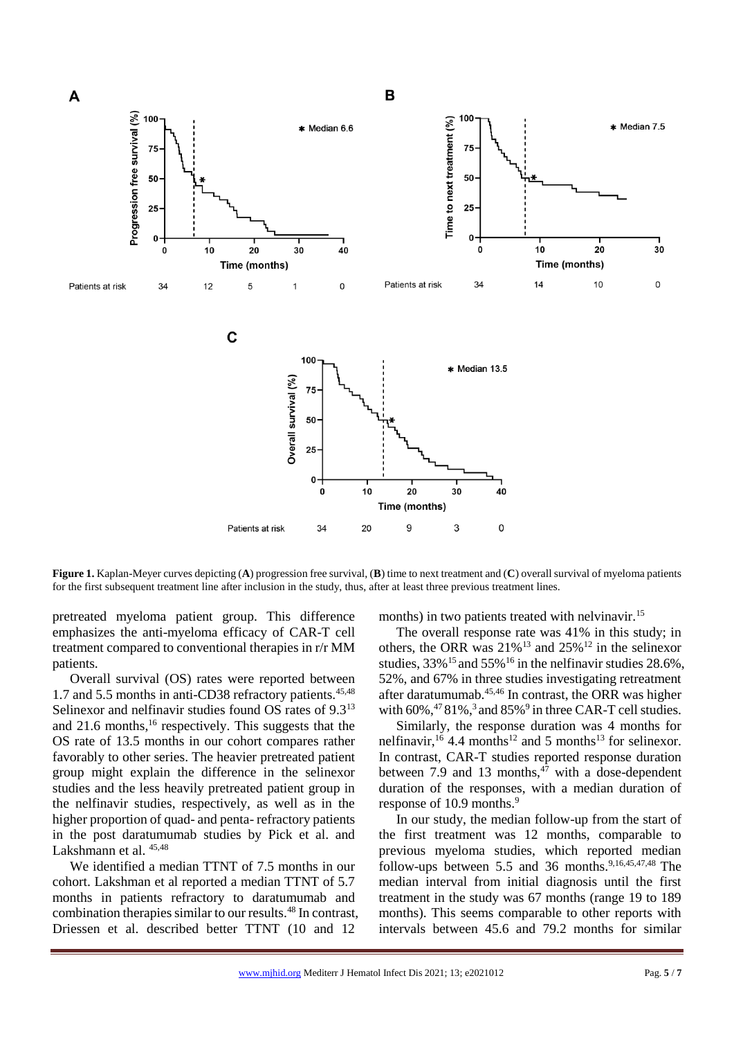**Figure 1.** Kaplan-Meyer curves depicting (**A**) progression free survival, (**B**) time to next treatment and (**C**) overall survival of myeloma patients for the first subsequent treatment line after inclusion in the study, thus, after at least three previous treatment lines.

pretreated myeloma patient group. This difference emphasizes the anti-myeloma efficacy of CAR-T cell treatment compared to conventional therapies in r/r MM patients.

Overall survival (OS) rates were reported between 1.7 and 5.5 months in anti-CD38 refractory patients.[45,48] Selinexor and nelfinavir studies found OS rates of 9.3[13] and 21.6 months,[16] respectively. This suggests that the OS rate of 13.5 months in our cohort compares rather favorably to other series. The heavier pretreated patient group might explain the difference in the selinexor studies and the less heavily pretreated patient group in the nelfinavir studies, respectively, as well as in the higher proportion of quad- and penta- refractory patients in the post daratumumab studies by Pick et al. and Lakshmann et al. [45,48]

We identified a median TTNT of 7.5 months in our cohort. Lakshman et al reported a median TTNT of 5.7 months in patients refractory to daratumumab and combination therapies similar to our results.[48] In contrast, Driessen et al. described better TTNT (10 and 12 months) in two patients treated with nelvinavir.[15]

The overall response rate was 41% in this study; in others, the ORR was 21%[13] and 25%[12] in the selinexor studies, 33%[15] and 55%[16] in the nelfinavir studies 28.6%, 52%, and 67% in three studies investigating retreatment after daratumumab.[45,46] In contrast, the ORR was higher with 60%,[47] 81%,[3] and 85%[9] in three CAR-T cell studies.

Similarly, the response duration was 4 months for nelfinavir,[16] 4.4 months[12] and 5 months[13] for selinexor. In contrast, CAR-T studies reported response duration between 7.9 and 13 months,[47] with a dose-dependent duration of the responses, with a median duration of response of 10.9 months.[9]

In our study, the median follow-up from the start of the first treatment was 12 months, comparable to previous myeloma studies, which reported median follow-ups between 5.5 and 36 months.[9,16,45,47,48] The median interval from initial diagnosis until the first treatment in the study was 67 months (range 19 to 189 months). This seems comparable to other reports with intervals between 45.6 and 79.2 months for similar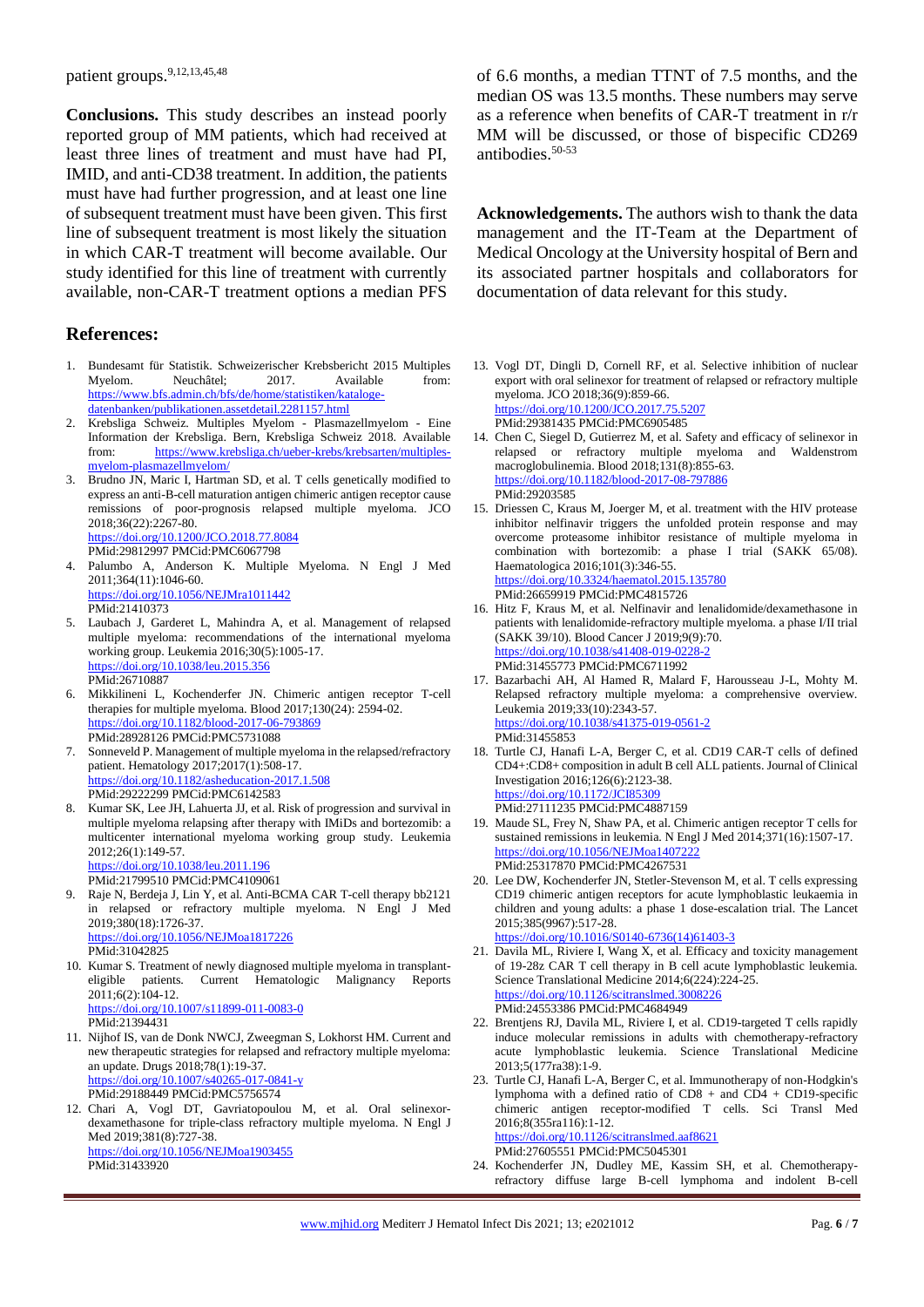patient groups.[9,12,13,45,48]

**Conclusions.** This study describes an instead poorly reported group of MM patients, which had received at least three lines of treatment and must have had PI, IMID, and anti-CD38 treatment. In addition, the patients must have had further progression, and at least one line of subsequent treatment must have been given. This first line of subsequent treatment is most likely the situation in which CAR-T treatment will become available. Our study identified for this line of treatment with currently available, non-CAR-T treatment options a median PFS of 6.6 months, a median TTNT of 7.5 months, and the median OS was 13.5 months. These numbers may serve as a reference when benefits of CAR-T treatment in r/r MM will be discussed, or those of bispecific CD269 antibodies.[50-53]

**Acknowledgements.** The authors wish to thank the data management and the IT-Team at the Department of Medical Oncology at the University hospital of Bern and its associated partner hospitals and collaborators for documentation of data relevant for this study.

## References:

1. Bundesamt für Statistik. Schweizerischer Krebsbericht 2015 Multiples Myelom. Neuchâtel; 2017. Available from: https://www.bfs.admin.ch/bfs/de/home/statistiken/kataloge-datenbanken/publikationen.assetdetail.2281157.html
2. Krebsliga Schweiz. Multiples Myelom - Plasmazellmyelom - Eine Information der Krebsliga. Bern, Krebsliga Schweiz 2018. Available from: https://www.krebsliga.ch/ueber-krebs/krebsarten/multiples-myelom-plasmazellmyelom/
3. Brudno JN, Maric I, Hartman SD, et al. T cells genetically modified to express an anti-B-cell maturation antigen chimeric antigen receptor cause remissions of poor-prognosis relapsed multiple myeloma. JCO 2018;36(22):2267-80. https://doi.org/10.1200/JCO.2018.77.8084 PMid:29812997 PMCid:PMC6067798
4. Palumbo A, Anderson K. Multiple Myeloma. N Engl J Med 2011;364(11):1046-60. https://doi.org/10.1056/NEJMra1011442 PMid:21410373
5. Laubach J, Garderet L, Mahindra A, et al. Management of relapsed multiple myeloma: recommendations of the international myeloma working group. Leukemia 2016;30(5):1005-17. https://doi.org/10.1038/leu.2015.356 PMid:26710887
6. Mikkilineni L, Kochenderfer JN. Chimeric antigen receptor T-cell therapies for multiple myeloma. Blood 2017;130(24): 2594-02. https://doi.org/10.1182/blood-2017-06-793869 PMid:28928126 PMCid:PMC5731088
7. Sonneveld P. Management of multiple myeloma in the relapsed/refractory patient. Hematology 2017;2017(1):508-17. https://doi.org/10.1182/asheducation-2017.1.508 PMid:29222299 PMCid:PMC6142583
8. Kumar SK, Lee JH, Lahuerta JJ, et al. Risk of progression and survival in multiple myeloma relapsing after therapy with IMiDs and bortezomib: a multicenter international myeloma working group study. Leukemia 2012;26(1):149-57. https://doi.org/10.1038/leu.2011.196 PMid:21799510 PMCid:PMC4109061
9. Raje N, Berdeja J, Lin Y, et al. Anti-BCMA CAR T-cell therapy bb2121 in relapsed or refractory multiple myeloma. N Engl J Med 2019;380(18):1726-37. https://doi.org/10.1056/NEJMoa1817226 PMid:31042825
10. Kumar S. Treatment of newly diagnosed multiple myeloma in transplant-eligible patients. Current Hematologic Malignancy Reports 2011;6(2):104-12. https://doi.org/10.1007/s11899-011-0083-0 PMid:21394431
11. Nijhof IS, van de Donk NWCJ, Zweegman S, Lokhorst HM. Current and new therapeutic strategies for relapsed and refractory multiple myeloma: an update. Drugs 2018;78(1):19-37. https://doi.org/10.1007/s40265-017-0841-y PMid:29188449 PMCid:PMC5756574
12. Chari A, Vogl DT, Gavriatopoulou M, et al. Oral selinexor-dexamethasone for triple-class refractory multiple myeloma. N Engl J Med 2019;381(8):727-38. https://doi.org/10.1056/NEJMoa1903455 PMid:31433920
13. Vogl DT, Dingli D, Cornell RF, et al. Selective inhibition of nuclear export with oral selinexor for treatment of relapsed or refractory multiple myeloma. JCO 2018;36(9):859-66. https://doi.org/10.1200/JCO.2017.75.5207 PMid:29381435 PMCid:PMC6905485
14. Chen C, Siegel D, Gutierrez M, et al. Safety and efficacy of selinexor in relapsed or refractory multiple myeloma and Waldenstrom macroglobulinemia. Blood 2018;131(8):855-63. https://doi.org/10.1182/blood-2017-08-797886 PMid:29203585
15. Driessen C, Kraus M, Joerger M, et al. treatment with the HIV protease inhibitor nelfinavir triggers the unfolded protein response and may overcome proteasome inhibitor resistance of multiple myeloma in combination with bortezomib: a phase I trial (SAKK 65/08). Haematologica 2016;101(3):346-55. https://doi.org/10.3324/haematol.2015.135780 PMid:26659919 PMCid:PMC4815726
16. Hitz F, Kraus M, et al. Nelfinavir and lenalidomide/dexamethasone in patients with lenalidomide-refractory multiple myeloma. a phase I/II trial (SAKK 39/10). Blood Cancer J 2019;9(9):70. https://doi.org/10.1038/s41408-019-0228-2 PMid:31455773 PMCid:PMC6711992
17. Bazarbachi AH, Al Hamed R, Malard F, Harousseau J-L, Mohty M. Relapsed refractory multiple myeloma: a comprehensive overview. Leukemia 2019;33(10):2343-57. https://doi.org/10.1038/s41375-019-0561-2 PMid:31455853
18. Turtle CJ, Hanafi L-A, Berger C, et al. CD19 CAR-T cells of defined CD4+:CD8+ composition in adult B cell ALL patients. Journal of Clinical Investigation 2016;126(6):2123-38. https://doi.org/10.1172/JCI85309 PMid:27111235 PMCid:PMC4887159
19. Maude SL, Frey N, Shaw PA, et al. Chimeric antigen receptor T cells for sustained remissions in leukemia. N Engl J Med 2014;371(16):1507-17. https://doi.org/10.1056/NEJMoa1407222 PMid:25317870 PMCid:PMC4267531
20. Lee DW, Kochenderfer JN, Stetler-Stevenson M, et al. T cells expressing CD19 chimeric antigen receptors for acute lymphoblastic leukaemia in children and young adults: a phase 1 dose-escalation trial. The Lancet 2015;385(9967):517-28. https://doi.org/10.1016/S0140-6736(14)61403-3
21. Davila ML, Riviere I, Wang X, et al. Efficacy and toxicity management of 19-28z CAR T cell therapy in B cell acute lymphoblastic leukemia. Science Translational Medicine 2014;6(224):224-25. https://doi.org/10.1126/scitranslmed.3008226 PMid:24553386 PMCid:PMC4684949
22. Brentjens RJ, Davila ML, Riviere I, et al. CD19-targeted T cells rapidly induce molecular remissions in adults with chemotherapy-refractory acute lymphoblastic leukemia. Science Translational Medicine 2013;5(177ra38):1-9.
23. Turtle CJ, Hanafi L-A, Berger C, et al. Immunotherapy of non-Hodgkin's lymphoma with a defined ratio of CD8 + and CD4 + CD19-specific chimeric antigen receptor-modified T cells. Sci Transl Med 2016;8(355ra116):1-12. https://doi.org/10.1126/scitranslmed.aaf8621 PMid:27605551 PMCid:PMC5045301
24. Kochenderfer JN, Dudley ME, Kassim SH, et al. Chemotherapy-refractory diffuse large B-cell lymphoma and indolent B-cell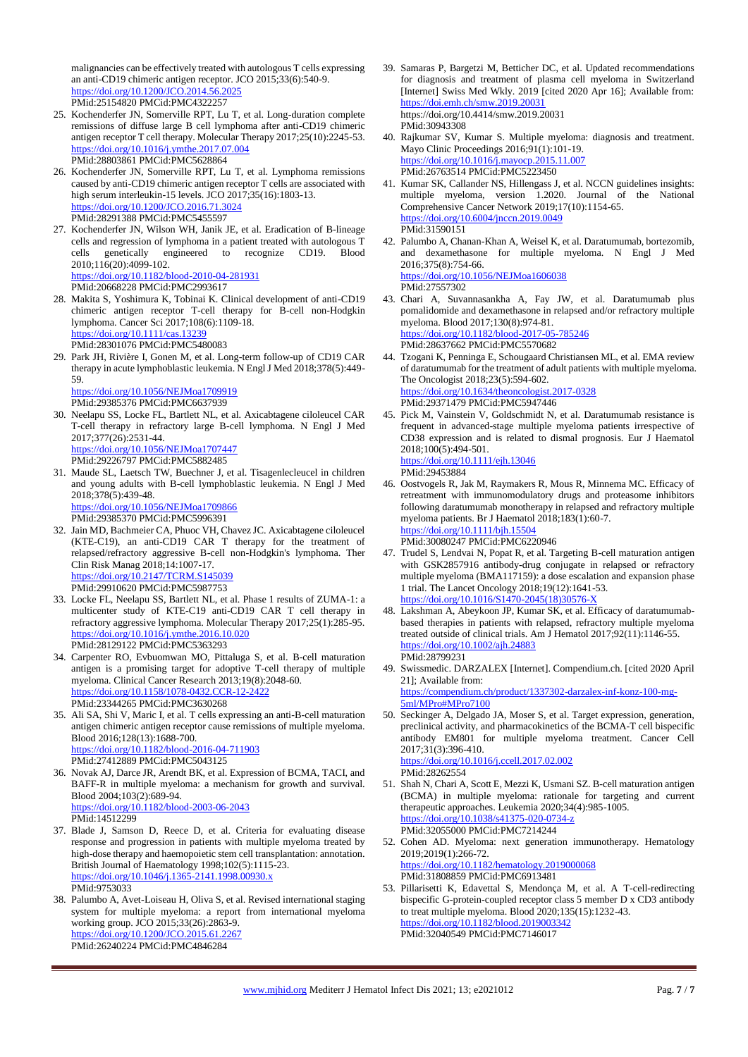malignancies can be effectively treated with autologous T cells expressing an anti-CD19 chimeric antigen receptor. JCO 2015;33(6):540-9. https://doi.org/10.1200/JCO.2014.56.2025 PMid:25154820 PMCid:PMC4322257

25. Kochenderfer JN, Somerville RPT, Lu T, et al. Long-duration complete remissions of diffuse large B cell lymphoma after anti-CD19 chimeric antigen receptor T cell therapy. Molecular Therapy 2017;25(10):2245-53. https://doi.org/10.1016/j.ymthe.2017.07.004 PMid:28803861 PMCid:PMC5628864
26. Kochenderfer JN, Somerville RPT, Lu T, et al. Lymphoma remissions caused by anti-CD19 chimeric antigen receptor T cells are associated with high serum interleukin-15 levels. JCO 2017;35(16):1803-13. https://doi.org/10.1200/JCO.2016.71.3024 PMid:28291388 PMCid:PMC5455597
27. Kochenderfer JN, Wilson WH, Janik JE, et al. Eradication of B-lineage cells and regression of lymphoma in a patient treated with autologous T cells genetically engineered to recognize CD19. Blood 2010;116(20):4099-102. https://doi.org/10.1182/blood-2010-04-281931 PMid:20668228 PMCid:PMC2993617
28. Makita S, Yoshimura K, Tobinai K. Clinical development of anti-CD19 chimeric antigen receptor T-cell therapy for B-cell non-Hodgkin lymphoma. Cancer Sci 2017;108(6):1109-18. https://doi.org/10.1111/cas.13239 PMid:28301076 PMCid:PMC5480083
29. Park JH, Rivière I, Gonen M, et al. Long-term follow-up of CD19 CAR therapy in acute lymphoblastic leukemia. N Engl J Med 2018;378(5):449-59. https://doi.org/10.1056/NEJMoa1709919 PMid:29385376 PMCid:PMC6637939
30. Neelapu SS, Locke FL, Bartlett NL, et al. Axicabtagene ciloleucel CAR T-cell therapy in refractory large B-cell lymphoma. N Engl J Med 2017;377(26):2531-44. https://doi.org/10.1056/NEJMoa1707447 PMid:29226797 PMCid:PMC5882485
31. Maude SL, Laetsch TW, Buechner J, et al. Tisagenlecleucel in children and young adults with B-cell lymphoblastic leukemia. N Engl J Med 2018;378(5):439-48. https://doi.org/10.1056/NEJMoa1709866 PMid:29385370 PMCid:PMC5996391
32. Jain MD, Bachmeier CA, Phuoc VH, Chavez JC. Axicabtagene ciloleucel (KTE-C19), an anti-CD19 CAR T therapy for the treatment of relapsed/refractory aggressive B-cell non-Hodgkin's lymphoma. Ther Clin Risk Manag 2018;14:1007-17. https://doi.org/10.2147/TCRM.S145039 PMid:29910620 PMCid:PMC5987753
33. Locke FL, Neelapu SS, Bartlett NL, et al. Phase 1 results of ZUMA-1: a multicenter study of KTE-C19 anti-CD19 CAR T cell therapy in refractory aggressive lymphoma. Molecular Therapy 2017;25(1):285-95. https://doi.org/10.1016/j.ymthe.2016.10.020 PMid:28129122 PMCid:PMC5363293
34. Carpenter RO, Evbuomwan MO, Pittaluga S, et al. B-cell maturation antigen is a promising target for adoptive T-cell therapy of multiple myeloma. Clinical Cancer Research 2013;19(8):2048-60. https://doi.org/10.1158/1078-0432.CCR-12-2422 PMid:23344265 PMCid:PMC3630268
35. Ali SA, Shi V, Maric I, et al. T cells expressing an anti-B-cell maturation antigen chimeric antigen receptor cause remissions of multiple myeloma. Blood 2016;128(13):1688-700. https://doi.org/10.1182/blood-2016-04-711903 PMid:27412889 PMCid:PMC5043125
36. Novak AJ, Darce JR, Arendt BK, et al. Expression of BCMA, TACI, and BAFF-R in multiple myeloma: a mechanism for growth and survival. Blood 2004;103(2):689-94. https://doi.org/10.1182/blood-2003-06-2043 PMid:14512299
37. Blade J, Samson D, Reece D, et al. Criteria for evaluating disease response and progression in patients with multiple myeloma treated by high-dose therapy and haemopoietic stem cell transplantation: annotation. British Journal of Haematology 1998;102(5):1115-23. https://doi.org/10.1046/j.1365-2141.1998.00930.x PMid:9753033
38. Palumbo A, Avet-Loiseau H, Oliva S, et al. Revised international staging system for multiple myeloma: a report from international myeloma working group. JCO 2015;33(26):2863-9. https://doi.org/10.1200/JCO.2015.61.2267 PMid:26240224 PMCid:PMC4846284
39. Samaras P, Bargetzi M, Betticher DC, et al. Updated recommendations for diagnosis and treatment of plasma cell myeloma in Switzerland [Internet] Swiss Med Wkly. 2019 [cited 2020 Apr 16]; Available from: https://doi.emh.ch/smw.2019.20031 https://doi.org/10.4414/smw.2019.20031 PMid:30943308
40. Rajkumar SV, Kumar S. Multiple myeloma: diagnosis and treatment. Mayo Clinic Proceedings 2016;91(1):101-19. https://doi.org/10.1016/j.mayocp.2015.11.007 PMid:26763514 PMCid:PMC5223450
41. Kumar SK, Callander NS, Hillengass J, et al. NCCN guidelines insights: multiple myeloma, version 1.2020. Journal of the National Comprehensive Cancer Network 2019;17(10):1154-65. https://doi.org/10.6004/jnccn.2019.0049 PMid:31590151
42. Palumbo A, Chanan-Khan A, Weisel K, et al. Daratumumab, bortezomib, and dexamethasone for multiple myeloma. N Engl J Med 2016;375(8):754-66. https://doi.org/10.1056/NEJMoa1606038 PMid:27557302
43. Chari A, Suvannasankha A, Fay JW, et al. Daratumumab plus pomalidomide and dexamethasone in relapsed and/or refractory multiple myeloma. Blood 2017;130(8):974-81. https://doi.org/10.1182/blood-2017-05-785246 PMid:28637662 PMCid:PMC5570682
44. Tzogani K, Penninga E, Schougaard Christiansen ML, et al. EMA review of daratumumab for the treatment of adult patients with multiple myeloma. The Oncologist 2018;23(5):594-602. https://doi.org/10.1634/theoncologist.2017-0328 PMid:29371479 PMCid:PMC5947446
45. Pick M, Vainstein V, Goldschmidt N, et al. Daratumumab resistance is frequent in advanced-stage multiple myeloma patients irrespective of CD38 expression and is related to dismal prognosis. Eur J Haematol 2018;100(5):494-501. https://doi.org/10.1111/ejh.13046 PMid:29453884
46. Oostvogels R, Jak M, Raymakers R, Mous R, Minnema MC. Efficacy of retreatment with immunomodulatory drugs and proteasome inhibitors following daratumumab monotherapy in relapsed and refractory multiple myeloma patients. Br J Haematol 2018;183(1):60-7. https://doi.org/10.1111/bjh.15504 PMid:30080247 PMCid:PMC6220946
47. Trudel S, Lendvai N, Popat R, et al. Targeting B-cell maturation antigen with GSK2857916 antibody-drug conjugate in relapsed or refractory multiple myeloma (BMA117159): a dose escalation and expansion phase 1 trial. The Lancet Oncology 2018;19(12):1641-53. https://doi.org/10.1016/S1470-2045(18)30576-X
48. Lakshman A, Abeykoon JP, Kumar SK, et al. Efficacy of daratumumab-based therapies in patients with relapsed, refractory multiple myeloma treated outside of clinical trials. Am J Hematol 2017;92(11):1146-55. https://doi.org/10.1002/ajh.24883 PMid:28799231
49. Swissmedic. DARZALEX [Internet]. Compendium.ch. [cited 2020 April 21]; Available from: https://compendium.ch/product/1337302-darzalex-inf-konz-100-mg-5ml/MPro#MPro7100
50. Seckinger A, Delgado JA, Moser S, et al. Target expression, generation, preclinical activity, and pharmacokinetics of the BCMA-T cell bispecific antibody EM801 for multiple myeloma treatment. Cancer Cell 2017;31(3):396-410. https://doi.org/10.1016/j.ccell.2017.02.002 PMid:28262554
51. Shah N, Chari A, Scott E, Mezzi K, Usmani SZ. B-cell maturation antigen (BCMA) in multiple myeloma: rationale for targeting and current therapeutic approaches. Leukemia 2020;34(4):985-1005. https://doi.org/10.1038/s41375-020-0734-z PMid:32055000 PMCid:PMC7214244
52. Cohen AD. Myeloma: next generation immunotherapy. Hematology 2019;2019(1):266-72. https://doi.org/10.1182/hematology.2019000068 PMid:31808859 PMCid:PMC6913481
53. Pillarisetti K, Edavettal S, Mendonça M, et al. A T-cell-redirecting bispecific G-protein-coupled receptor class 5 member D x CD3 antibody to treat multiple myeloma. Blood 2020;135(15):1232-43. https://doi.org/10.1182/blood.2019003342 PMid:32040549 PMCid:PMC7146017